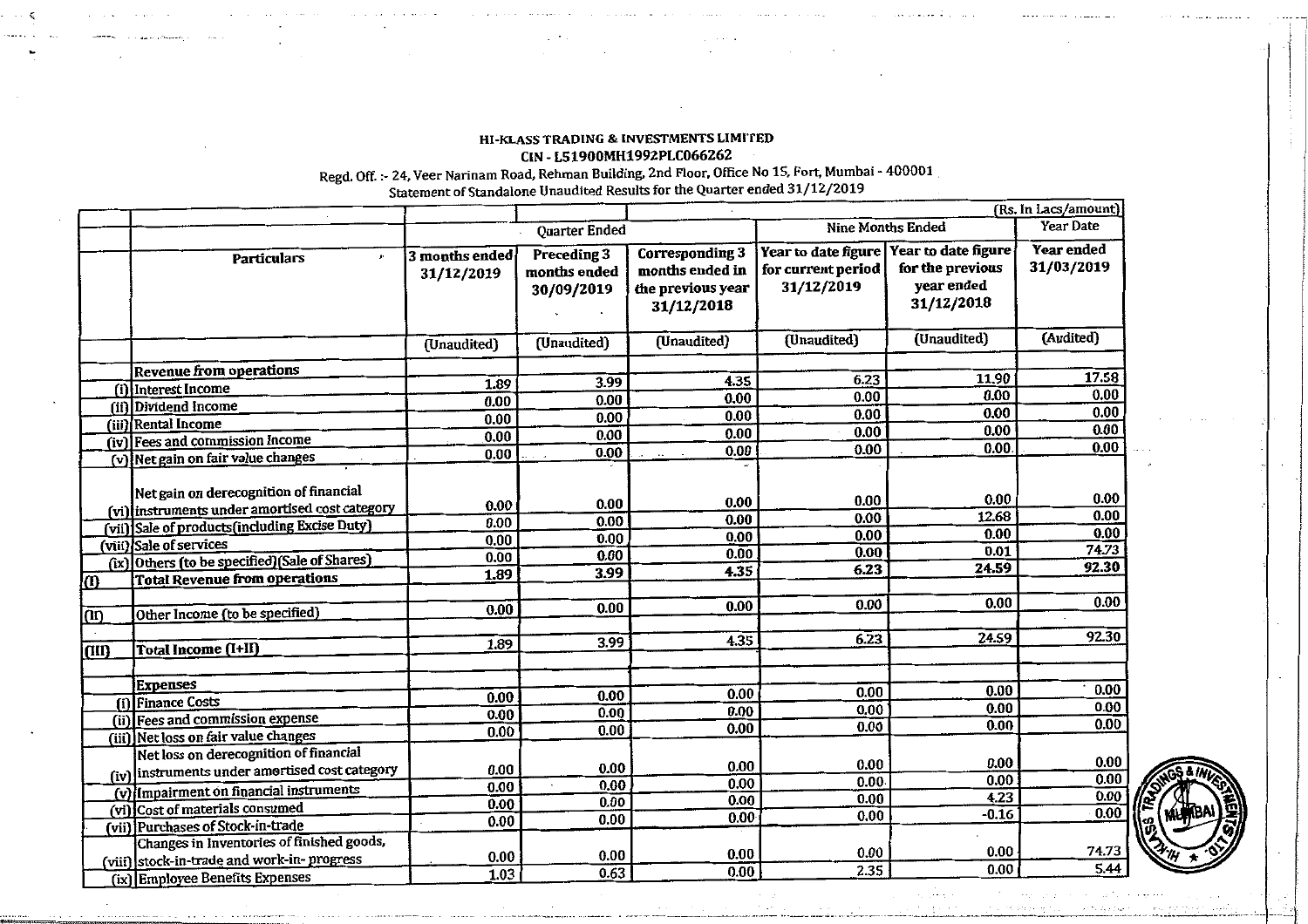HI-KLASS TRADING & INVESTMENTS LIMITED

CIN - L51900MH1992PLC066262

Regd. Off. :- 24, Veer Narinam Road, Rehman Building, 2nd Floor, Office No 15, Fort, Mumbai - 400001

Statement of Standalone Unaudited Results for the Quarter ended 31/12/2019

(Rs. In Lacs/amount)

| | Particulars | Quarter Ended | | | Nine Months Ended | | Year Date |
|---|---|---|---|---|---|---|---|
| | | 3 months ended 31/12/2019 | Preceding 3 months ended 30/09/2019 | Corresponding 3 months ended in the previous year 31/12/2018 | Year to date figure for current period 31/12/2019 | Year to date figure for the previous year ended 31/12/2018 | Year ended 31/03/2019 |
| | | (Unaudited) | (Unaudited) | (Unaudited) | (Unaudited) | (Unaudited) | (Audited) |
| | **Revenue from operations** | | | | | | |
| (i) | Interest Income | 1.89 | 3.99 | 4.35 | 6.23 | 11.90 | 17.58 |
| (ii) | Dividend Income | 0.00 | 0.00 | 0.00 | 0.00 | 0.00 | 0.00 |
| (iii) | Rental Income | 0.00 | 0.00 | 0.00 | 0.00 | 0.00 | 0.00 |
| (iv) | Fees and commission Income | 0.00 | 0.00 | 0.00 | 0.00 | 0.00 | 0.00 |
| (v) | Net gain on fair value changes | 0.00 | 0.00 | 0.00 | 0.00 | 0.00 | 0.00 |
| (vi) | Net gain on derecognition of financial instruments under amortised cost category | 0.00 | 0.00 | 0.00 | 0.00 | 0.00 | 0.00 |
| (vii) | Sale of products(including Excise Duty) | 0.00 | 0.00 | 0.00 | 0.00 | 12.68 | 0.00 |
| (viii) | Sale of services | 0.00 | 0.00 | 0.00 | 0.00 | 0.00 | 0.00 |
| (ix) | Others (to be specified)(Sale of Shares) | 0.00 | 0.00 | 0.00 | 0.00 | 0.01 | 74.73 |
| (I) | **Total Revenue from operations** | 1.89 | 3.99 | 4.35 | 6.23 | 24.59 | 92.30 |
| (II) | Other Income (to be specified) | 0.00 | 0.00 | 0.00 | 0.00 | 0.00 | 0.00 |
| (III) | **Total Income (I+II)** | 1.89 | 3.99 | 4.35 | 6.23 | 24.59 | 92.30 |
| | **Expenses** | | | | | | |
| (i) | Finance Costs | 0.00 | 0.00 | 0.00 | 0.00 | 0.00 | 0.00 |
| (ii) | Fees and commission expense | 0.00 | 0.00 | 0.00 | 0.00 | 0.00 | 0.00 |
| (iii) | Net loss on fair value changes | 0.00 | 0.00 | 0.00 | 0.00 | 0.00 | 0.00 |
| (iv) | Net loss on derecognition of financial instruments under amortised cost category | 0.00 | 0.00 | 0.00 | 0.00 | 0.00 | 0.00 |
| (v) | Impairment on financial instruments | 0.00 | 0.00 | 0.00 | 0.00 | 0.00 | 0.00 |
| (vi) | Cost of materials consumed | 0.00 | 0.00 | 0.00 | 0.00 | 4.23 | 0.00 |
| (vii) | Purchases of Stock-in-trade | 0.00 | 0.00 | 0.00 | 0.00 | -0.16 | 0.00 |
| (viii) | Changes in Inventories of finished goods, stock-in-trade and work-in- progress | 0.00 | 0.00 | 0.00 | 0.00 | 0.00 | 74.73 |
| (ix) | Employee Benefits Expenses | 1.03 | 0.63 | 0.00 | 2.35 | 0.00 | 5.44 |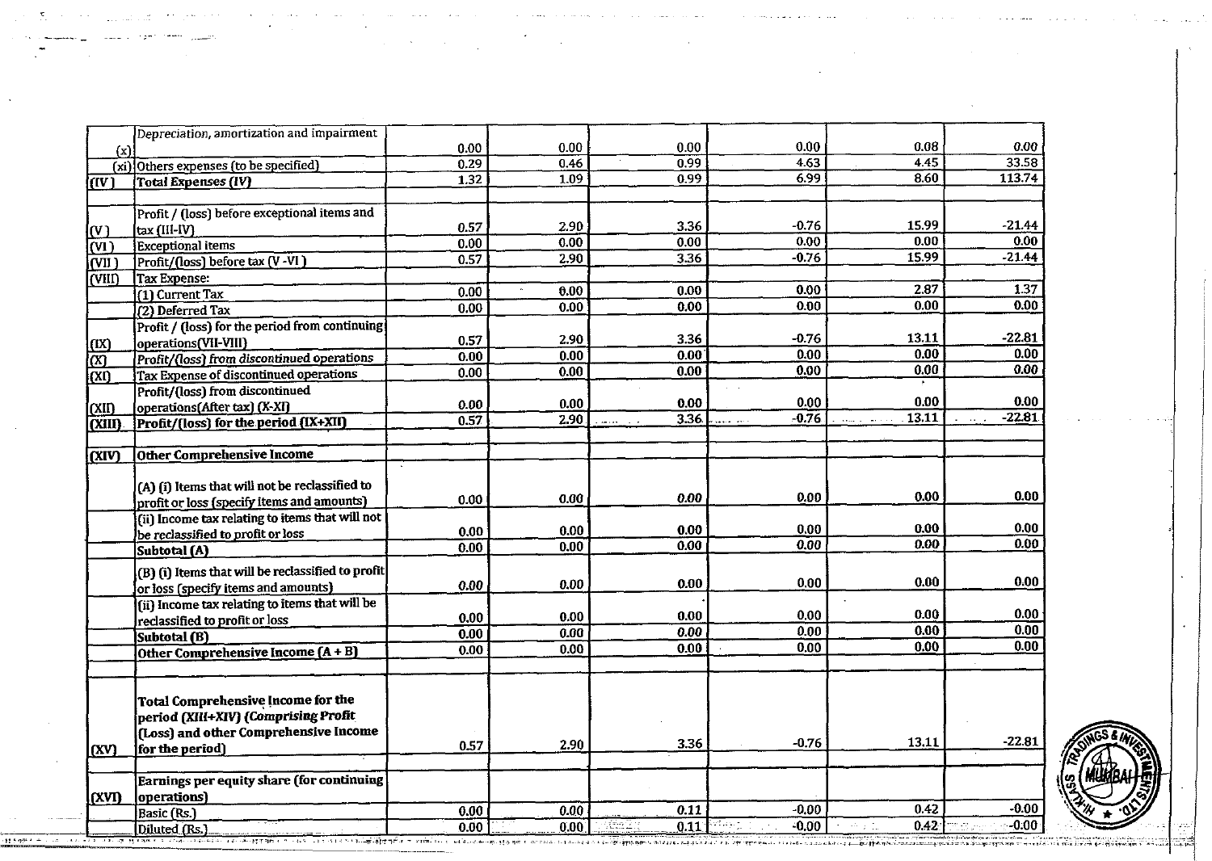| | | | | | | | |
|---|---|---|---|---|---|---|---|
| (x) | Depreciation, amortization and impairment | 0.00 | 0.00 | 0.00 | 0.00 | 0.08 | 0.00 |
| (xi) | Others expenses (to be specified) | 0.29 | 0.46 | 0.99 | 4.63 | 4.45 | 33.58 |
| (IV) | **Total Expenses (IV)** | 1.32 | 1.09 | 0.99 | 6.99 | 8.60 | 113.74 |
| | | | | | | | |
| (V) | Profit / (loss) before exceptional items and tax (III-IV) | 0.57 | 2.90 | 3.36 | -0.76 | 15.99 | -21.44 |
| (VI) | Exceptional items | 0.00 | 0.00 | 0.00 | 0.00 | 0.00 | 0.00 |
| (VII) | Profit/(loss) before tax (V -VI) | 0.57 | 2.90 | 3.36 | -0.76 | 15.99 | -21.44 |
| (VIII) | Tax Expense: | | | | | | |
| | (1) Current Tax | 0.00 | 0.00 | 0.00 | 0.00 | 2.87 | 1.37 |
| | (2) Deferred Tax | 0.00 | 0.00 | 0.00 | 0.00 | 0.00 | 0.00 |
| (IX) | Profit / (loss) for the period from continuing operations(VII-VIII) | 0.57 | 2.90 | 3.36 | -0.76 | 13.11 | -22.81 |
| (X) | Profit/(loss) from *discontinued* operations | 0.00 | 0.00 | 0.00 | 0.00 | 0.00 | 0.00 |
| (XI) | Tax Expense of discontinued operations | 0.00 | 0.00 | 0.00 | 0.00 | 0.00 | 0.00 |
| (XII) | Profit/(loss) from discontinued operations(After tax) (X-XI) | 0.00 | 0.00 | 0.00 | 0.00 | 0.00 | 0.00 |
| (XIII) | **Profit/(loss) for the period (IX+XII)** | 0.57 | 2.90 | 3.36 | -0.76 | 13.11 | -22.81 |
| | | | | | | | |
| (XIV) | **Other Comprehensive Income** | | | | | | |
| | (A) (i) Items that will not be reclassified to profit or loss (specify items and amounts) | 0.00 | 0.00 | 0.00 | 0.00 | 0.00 | 0.00 |
| | (ii) Income tax relating to items that will not be reclassified to profit or loss | 0.00 | 0.00 | 0.00 | 0.00 | 0.00 | 0.00 |
| | **Subtotal (A)** | 0.00 | 0.00 | 0.00 | 0.00 | 0.00 | 0.00 |
| | (B) (i) Items that will be reclassified to profit or loss (specify items and amounts) | 0.00 | 0.00 | 0.00 | 0.00 | 0.00 | 0.00 |
| | (ii) Income tax relating to items that will be reclassified to profit or loss | 0.00 | 0.00 | 0.00 | 0.00 | 0.00 | 0.00 |
| | **Subtotal (B)** | 0.00 | 0.00 | 0.00 | 0.00 | 0.00 | 0.00 |
| | **Other Comprehensive Income (A + B)** | 0.00 | 0.00 | 0.00 | 0.00 | 0.00 | 0.00 |
| | | | | | | | |
| (XV) | **Total Comprehensive Income for the period (XIII+XIV) *(Comprising Profit (Loss) and other Comprehensive Income* for the period)** | 0.57 | 2.90 | 3.36 | -0.76 | 13.11 | -22.81 |
| | | | | | | | |
| (XVI) | **Earnings per equity share (for continuing operations)** | | | | | | |
| | Basic (Rs.) | 0.00 | 0.00 | 0.11 | -0.00 | 0.42 | -0.00 |
| | Diluted (Rs.) | 0.00 | 0.00 | 0.11 | -0.00 | 0.42 | -0.00 |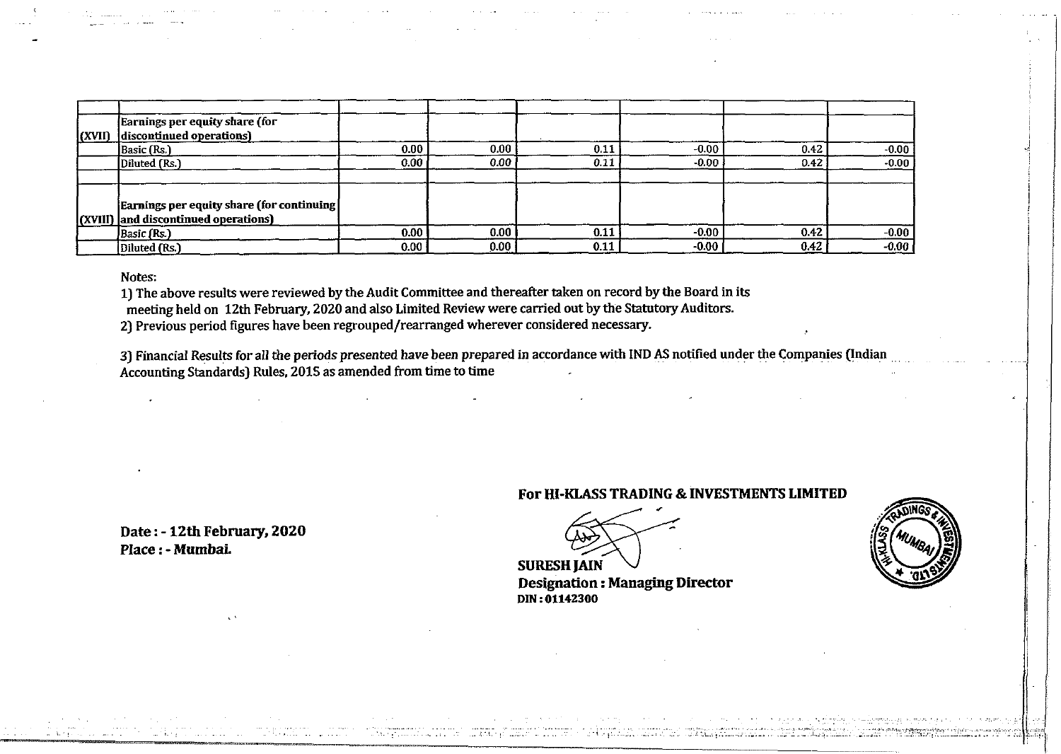| | | | | | | | |
|---|---|---|---|---|---|---|---|
| (XVII) | Earnings per equity share (for discontinued operations) | | | | | | |
| | Basic (Rs.) | 0.00 | 0.00 | 0.11 | -0.00 | 0.42 | -0.00 |
| | Diluted (Rs.) | 0.00 | 0.00 | 0.11 | -0.00 | 0.42 | -0.00 |
| | | | | | | | |
| (XVIII) | Earnings per equity share (for continuing and discontinued operations) | | | | | | |
| | Basic (Rs.) | 0.00 | 0.00 | 0.11 | -0.00 | 0.42 | -0.00 |
| | Diluted (Rs.) | 0.00 | 0.00 | 0.11 | -0.00 | 0.42 | -0.00 |

Notes:

1) The above results were reviewed by the Audit Committee and thereafter taken on record by the Board in its meeting held on 12th February, 2020 and also Limited Review were carried out by the Statutory Auditors.
2) Previous period figures have been regrouped/rearranged wherever considered necessary.
3) Financial Results for all the periods presented have been prepared in accordance with IND AS notified under the Companies (Indian Accounting Standards) Rules, 2015 as amended from time to time

**For HI-KLASS TRADING & INVESTMENTS LIMITED**

**Date : - 12th February, 2020**
**Place : - Mumbai.**

**SURESH JAIN**
**Designation : Managing Director**
**DIN : 01142300**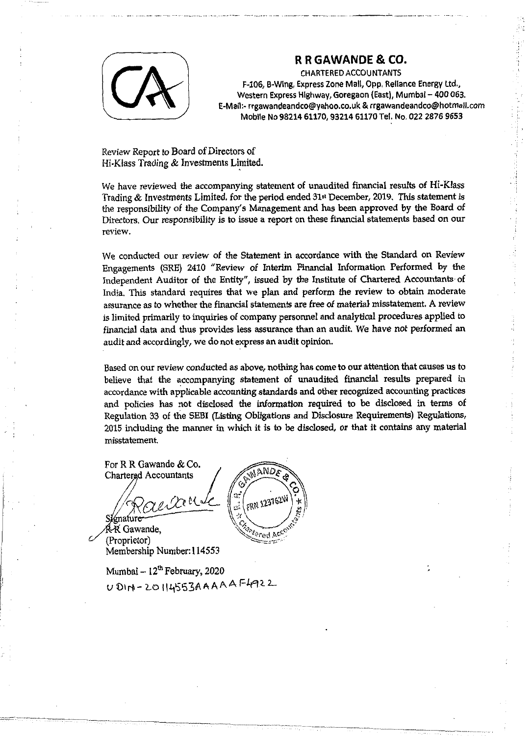# R R GAWANDE & CO.

CHARTERED ACCOUNTANTS
F-106, B-Wing, Express Zone Mall, Opp. Reliance Energy Ltd.,
Western Express Highway, Goregaon (East), Mumbai – 400 063.
E-Mail:- rrgawandeandco@yahoo.co.uk & rrgawandeandco@hotmail.com
Mobile No 98214 61170, 93214 61170 Tel. No. 022 2876 9653

Review Report to Board of Directors of
Hi-Klass Trading & Investments Limited.

We have reviewed the accompanying statement of unaudited financial results of Hi-Klass Trading & Investments Limited. for the period ended 31st December, 2019. This statement is the responsibility of the Company's Management and has been approved by the Board of Directors. Our responsibility is to issue a report on these financial statements based on our review.

We conducted our review of the Statement in accordance with the Standard on Review Engagements (SRE) 2410 "Review of Interim Financial Information Performed by the Independent Auditor of the Entity", issued by the Institute of Chartered Accountants of India. This standard requires that we plan and perform the review to obtain moderate assurance as to whether the financial statements are free of material misstatement. A review is limited primarily to inquiries of company personnel and analytical procedures applied to financial data and thus provides less assurance than an audit. We have not performed an audit and accordingly, we do not express an audit opinion.

Based on our review conducted as above, nothing has come to our attention that causes us to believe that the accompanying statement of unaudited financial results prepared in accordance with applicable accounting standards and other recognized accounting practices and policies has not disclosed the information required to be disclosed in terms of Regulation 33 of the SEBI (Listing Obligations and Disclosure Requirements) Regulations, 2015 including the manner in which it is to be disclosed, or that it contains any material misstatement.

For R R Gawande & Co.
Chartered Accountants

Signature
R R Gawande,
(Proprietor)
Membership Number: 114553

Mumbai – 12th February, 2020
UDIN-20114553AAAAAF4922